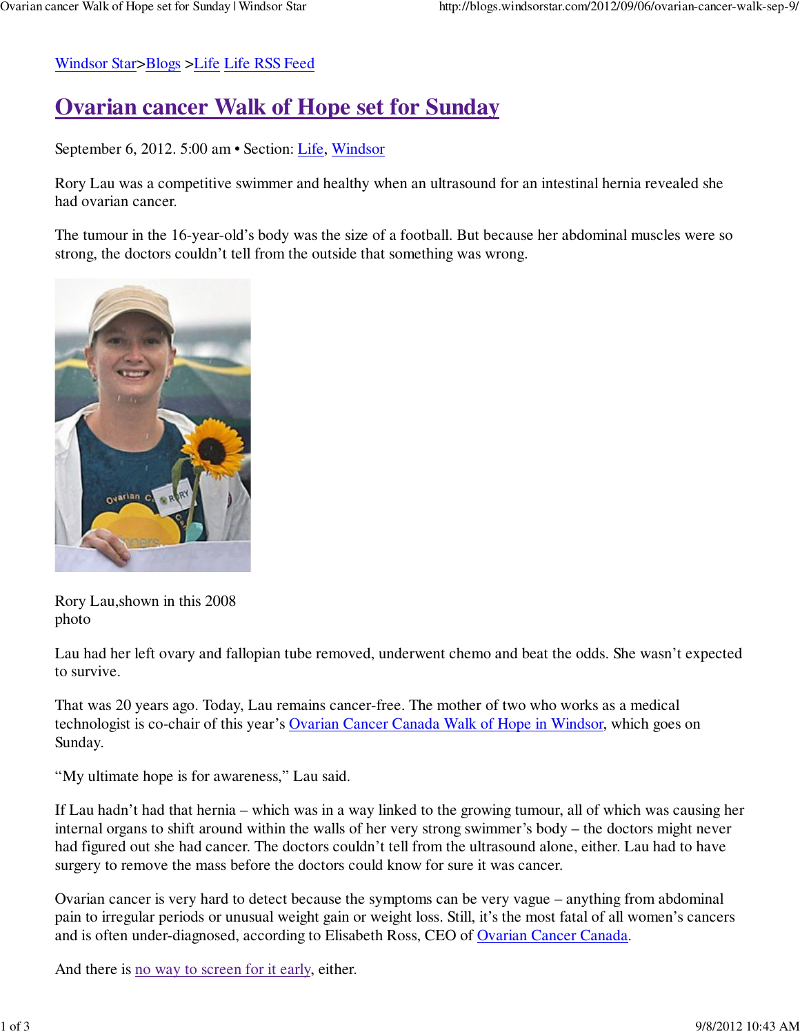Windsor Star>Blogs >Life Life RSS Feed

# Ovarian cancer Walk of Hope set for Sunday

September 6, 2012. 5:00 am • Section: Life, Windsor

Rory Lau was a competitive swimmer and healthy when an ultrasound for an intestinal hernia revealed she had ovarian cancer.

The tumour in the 16-year-old's body was the size of a football. But because her abdominal muscles were so strong, the doctors couldn't tell from the outside that something was wrong.

Rory Lau,shown in this 2008 photo

Lau had her left ovary and fallopian tube removed, underwent chemo and beat the odds. She wasn't expected to survive.

That was 20 years ago. Today, Lau remains cancer-free. The mother of two who works as a medical technologist is co-chair of this year's Ovarian Cancer Canada Walk of Hope in Windsor, which goes on Sunday.

"My ultimate hope is for awareness," Lau said.

If Lau hadn't had that hernia – which was in a way linked to the growing tumour, all of which was causing her internal organs to shift around within the walls of her very strong swimmer's body – the doctors might never had figured out she had cancer. The doctors couldn't tell from the ultrasound alone, either. Lau had to have surgery to remove the mass before the doctors could know for sure it was cancer.

Ovarian cancer is very hard to detect because the symptoms can be very vague – anything from abdominal pain to irregular periods or unusual weight gain or weight loss. Still, it's the most fatal of all women's cancers and is often under-diagnosed, according to Elisabeth Ross, CEO of Ovarian Cancer Canada.

And there is no way to screen for it early, either.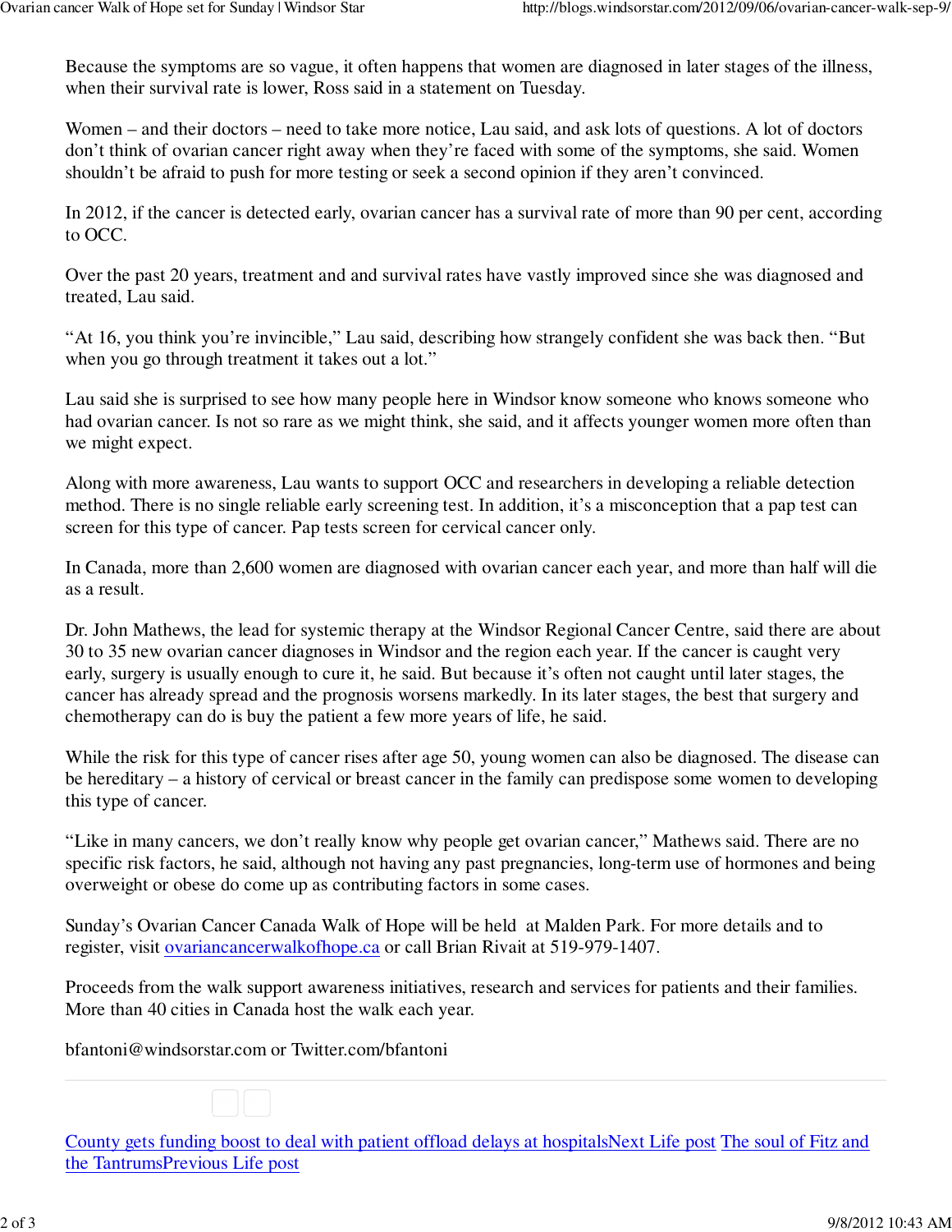Because the symptoms are so vague, it often happens that women are diagnosed in later stages of the illness, when their survival rate is lower, Ross said in a statement on Tuesday.

Women – and their doctors – need to take more notice, Lau said, and ask lots of questions. A lot of doctors don't think of ovarian cancer right away when they're faced with some of the symptoms, she said. Women shouldn't be afraid to push for more testing or seek a second opinion if they aren't convinced.

In 2012, if the cancer is detected early, ovarian cancer has a survival rate of more than 90 per cent, according to OCC.

Over the past 20 years, treatment and and survival rates have vastly improved since she was diagnosed and treated, Lau said.

"At 16, you think you're invincible," Lau said, describing how strangely confident she was back then. "But when you go through treatment it takes out a lot."

Lau said she is surprised to see how many people here in Windsor know someone who knows someone who had ovarian cancer. Is not so rare as we might think, she said, and it affects younger women more often than we might expect.

Along with more awareness, Lau wants to support OCC and researchers in developing a reliable detection method. There is no single reliable early screening test. In addition, it's a misconception that a pap test can screen for this type of cancer. Pap tests screen for cervical cancer only.

In Canada, more than 2,600 women are diagnosed with ovarian cancer each year, and more than half will die as a result.

Dr. John Mathews, the lead for systemic therapy at the Windsor Regional Cancer Centre, said there are about 30 to 35 new ovarian cancer diagnoses in Windsor and the region each year. If the cancer is caught very early, surgery is usually enough to cure it, he said. But because it's often not caught until later stages, the cancer has already spread and the prognosis worsens markedly. In its later stages, the best that surgery and chemotherapy can do is buy the patient a few more years of life, he said.

While the risk for this type of cancer rises after age 50, young women can also be diagnosed. The disease can be hereditary – a history of cervical or breast cancer in the family can predispose some women to developing this type of cancer.

"Like in many cancers, we don't really know why people get ovarian cancer," Mathews said. There are no specific risk factors, he said, although not having any past pregnancies, long-term use of hormones and being overweight or obese do come up as contributing factors in some cases.

Sunday's Ovarian Cancer Canada Walk of Hope will be held at Malden Park. For more details and to register, visit [ovariancancerwalkofhope.ca](ovariancancerwalkofhope.ca) or call Brian Rivait at 519-979-1407.

Proceeds from the walk support awareness initiatives, research and services for patients and their families. More than 40 cities in Canada host the walk each year.

bfantoni@windsorstar.com or Twitter.com/bfantoni

County gets funding boost to deal with patient offload delays at hospitalsNext Life post The soul of Fitz and the TantrumsPrevious Life post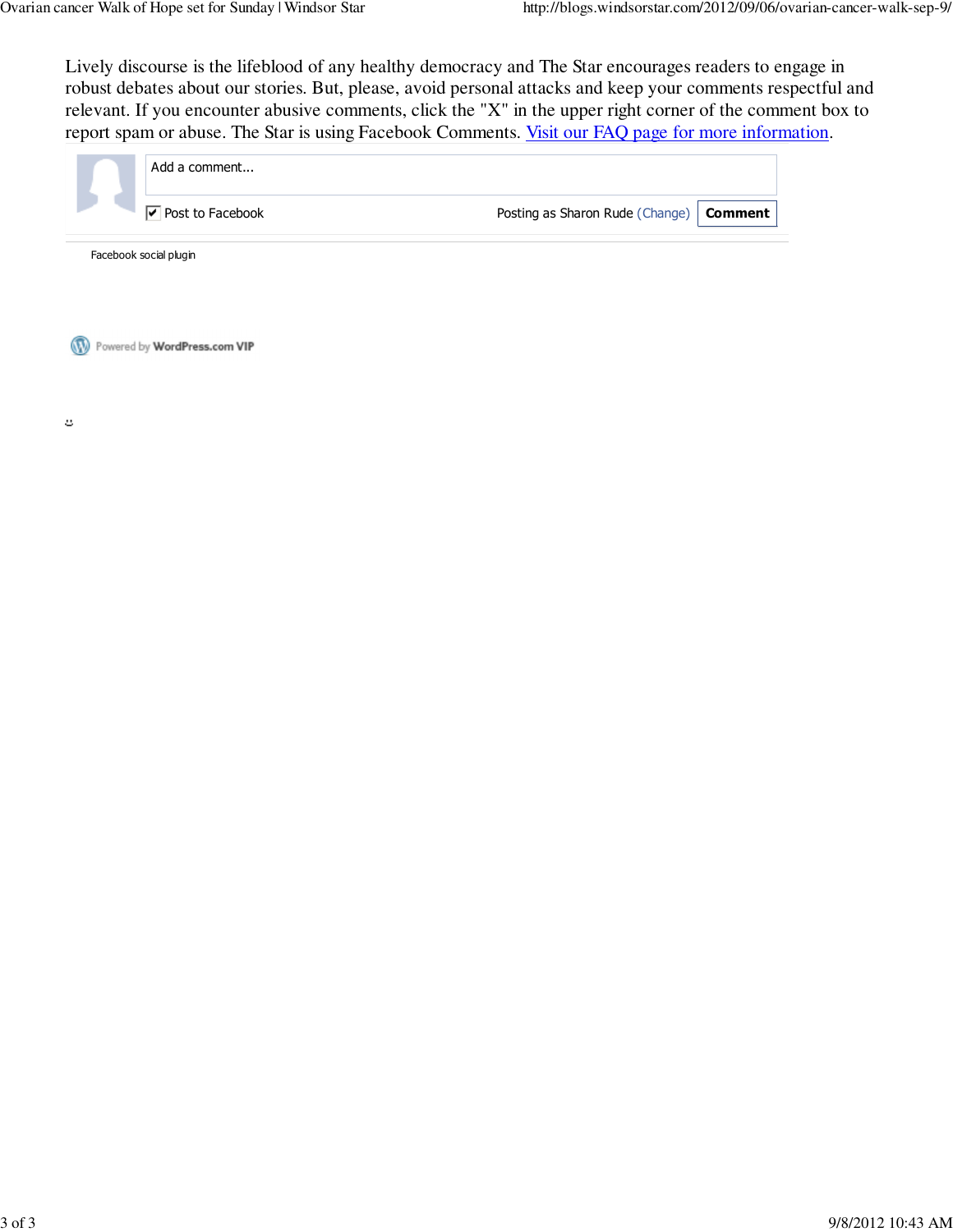Lively discourse is the lifeblood of any healthy democracy and The Star encourages readers to engage in robust debates about our stories. But, please, avoid personal attacks and keep your comments respectful and relevant. If you encounter abusive comments, click the "X" in the upper right corner of the comment box to report spam or abuse. The Star is using Facebook Comments. [Visit our FAQ page for more information](#).

Add a comment...

Post to Facebook

Posting as Sharon Rude (Change) **Comment**

Facebook social plugin

Powered by WordPress.com VIP